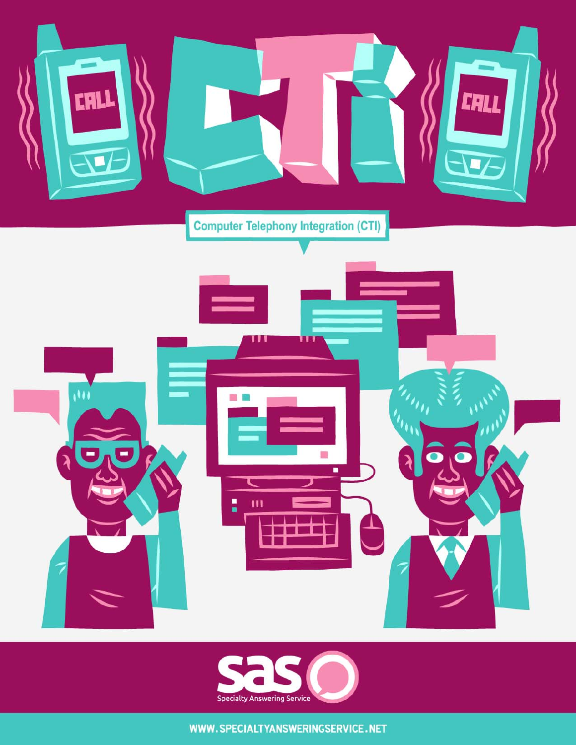# CTI

## Computer Telephony Integration (CTI)

sas

Specialty Answering Service

WWW.SPECIALTYANSWERINGSERVICE.NET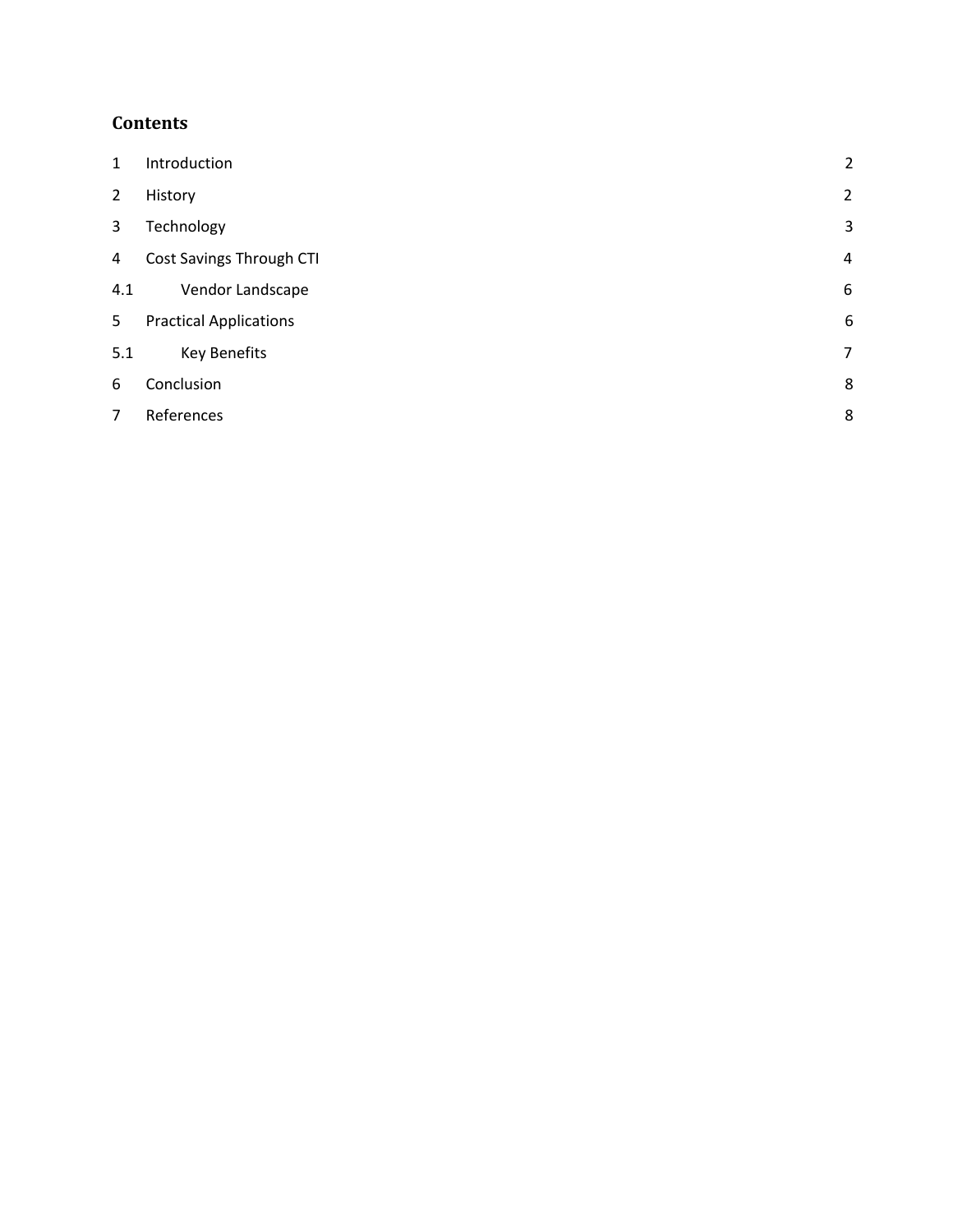# Contents

| | | |
|---|---|---|
| 1 | Introduction | 2 |
| 2 | History | 2 |
| 3 | Technology | 3 |
| 4 | Cost Savings Through CTI | 4 |
| 4.1 | Vendor Landscape | 6 |
| 5 | Practical Applications | 6 |
| 5.1 | Key Benefits | 7 |
| 6 | Conclusion | 8 |
| 7 | References | 8 |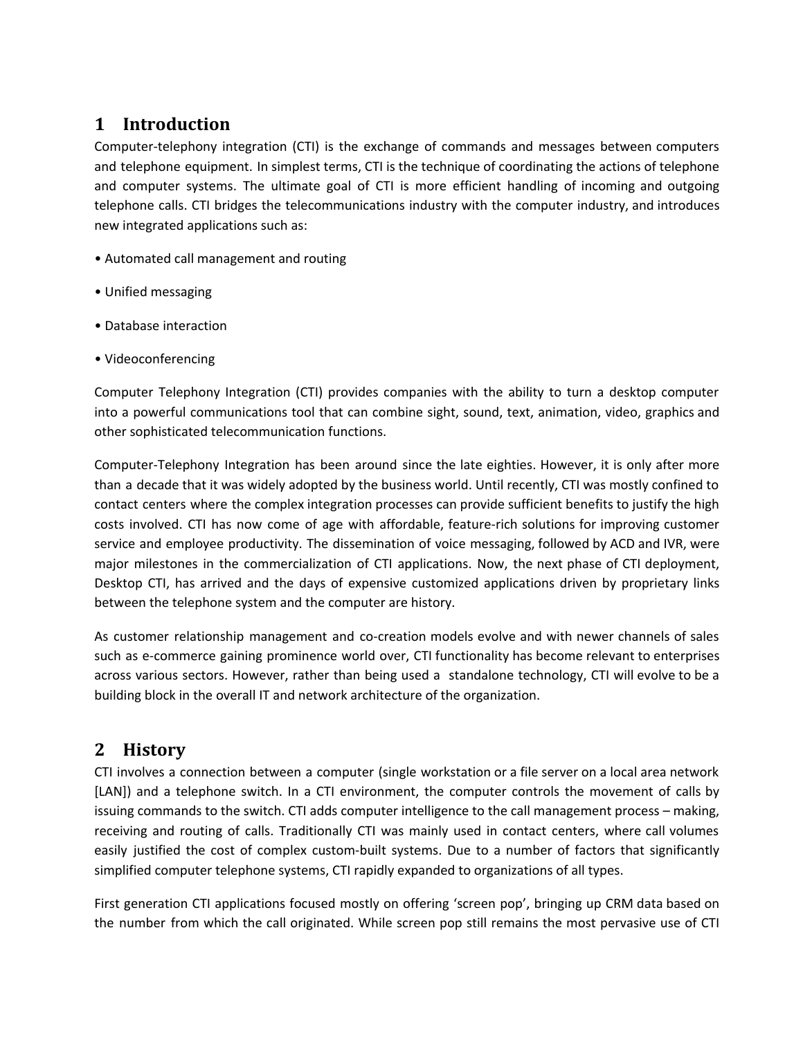# 1 Introduction

Computer-telephony integration (CTI) is the exchange of commands and messages between computers and telephone equipment. In simplest terms, CTI is the technique of coordinating the actions of telephone and computer systems. The ultimate goal of CTI is more efficient handling of incoming and outgoing telephone calls. CTI bridges the telecommunications industry with the computer industry, and introduces new integrated applications such as:

• Automated call management and routing

• Unified messaging

• Database interaction

• Videoconferencing

Computer Telephony Integration (CTI) provides companies with the ability to turn a desktop computer into a powerful communications tool that can combine sight, sound, text, animation, video, graphics and other sophisticated telecommunication functions.

Computer-Telephony Integration has been around since the late eighties. However, it is only after more than a decade that it was widely adopted by the business world. Until recently, CTI was mostly confined to contact centers where the complex integration processes can provide sufficient benefits to justify the high costs involved. CTI has now come of age with affordable, feature-rich solutions for improving customer service and employee productivity. The dissemination of voice messaging, followed by ACD and IVR, were major milestones in the commercialization of CTI applications. Now, the next phase of CTI deployment, Desktop CTI, has arrived and the days of expensive customized applications driven by proprietary links between the telephone system and the computer are history.

As customer relationship management and co-creation models evolve and with newer channels of sales such as e-commerce gaining prominence world over, CTI functionality has become relevant to enterprises across various sectors. However, rather than being used a standalone technology, CTI will evolve to be a building block in the overall IT and network architecture of the organization.

# 2 History

CTI involves a connection between a computer (single workstation or a file server on a local area network [LAN]) and a telephone switch. In a CTI environment, the computer controls the movement of calls by issuing commands to the switch. CTI adds computer intelligence to the call management process – making, receiving and routing of calls. Traditionally CTI was mainly used in contact centers, where call volumes easily justified the cost of complex custom-built systems. Due to a number of factors that significantly simplified computer telephone systems, CTI rapidly expanded to organizations of all types.

First generation CTI applications focused mostly on offering 'screen pop', bringing up CRM data based on the number from which the call originated. While screen pop still remains the most pervasive use of CTI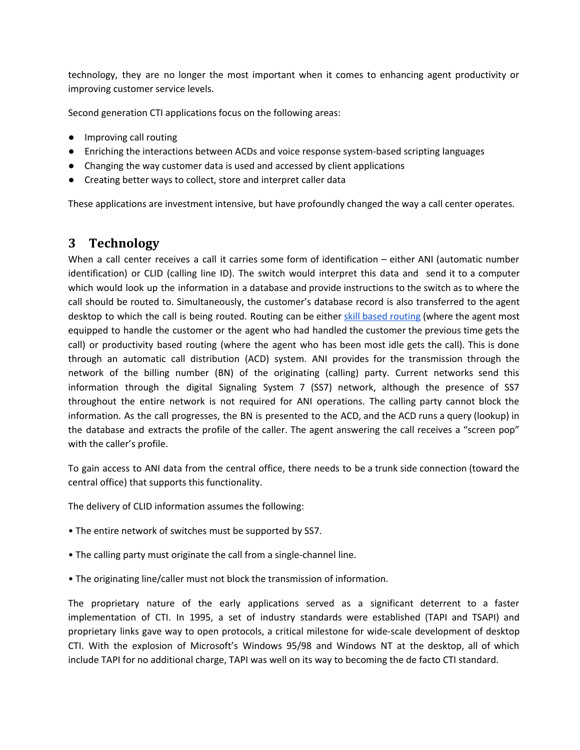technology, they are no longer the most important when it comes to enhancing agent productivity or improving customer service levels.

Second generation CTI applications focus on the following areas:

- Improving call routing
- Enriching the interactions between ACDs and voice response system-based scripting languages
- Changing the way customer data is used and accessed by client applications
- Creating better ways to collect, store and interpret caller data

These applications are investment intensive, but have profoundly changed the way a call center operates.

# 3 Technology

When a call center receives a call it carries some form of identification – either ANI (automatic number identification) or CLID (calling line ID). The switch would interpret this data and send it to a computer which would look up the information in a database and provide instructions to the switch as to where the call should be routed to. Simultaneously, the customer's database record is also transferred to the agent desktop to which the call is being routed. Routing can be either skill based routing (where the agent most equipped to handle the customer or the agent who had handled the customer the previous time gets the call) or productivity based routing (where the agent who has been most idle gets the call). This is done through an automatic call distribution (ACD) system. ANI provides for the transmission through the network of the billing number (BN) of the originating (calling) party. Current networks send this information through the digital Signaling System 7 (SS7) network, although the presence of SS7 throughout the entire network is not required for ANI operations. The calling party cannot block the information. As the call progresses, the BN is presented to the ACD, and the ACD runs a query (lookup) in the database and extracts the profile of the caller. The agent answering the call receives a "screen pop" with the caller's profile.

To gain access to ANI data from the central office, there needs to be a trunk side connection (toward the central office) that supports this functionality.

The delivery of CLID information assumes the following:

• The entire network of switches must be supported by SS7.

• The calling party must originate the call from a single-channel line.

• The originating line/caller must not block the transmission of information.

The proprietary nature of the early applications served as a significant deterrent to a faster implementation of CTI. In 1995, a set of industry standards were established (TAPI and TSAPI) and proprietary links gave way to open protocols, a critical milestone for wide-scale development of desktop CTI. With the explosion of Microsoft's Windows 95/98 and Windows NT at the desktop, all of which include TAPI for no additional charge, TAPI was well on its way to becoming the de facto CTI standard.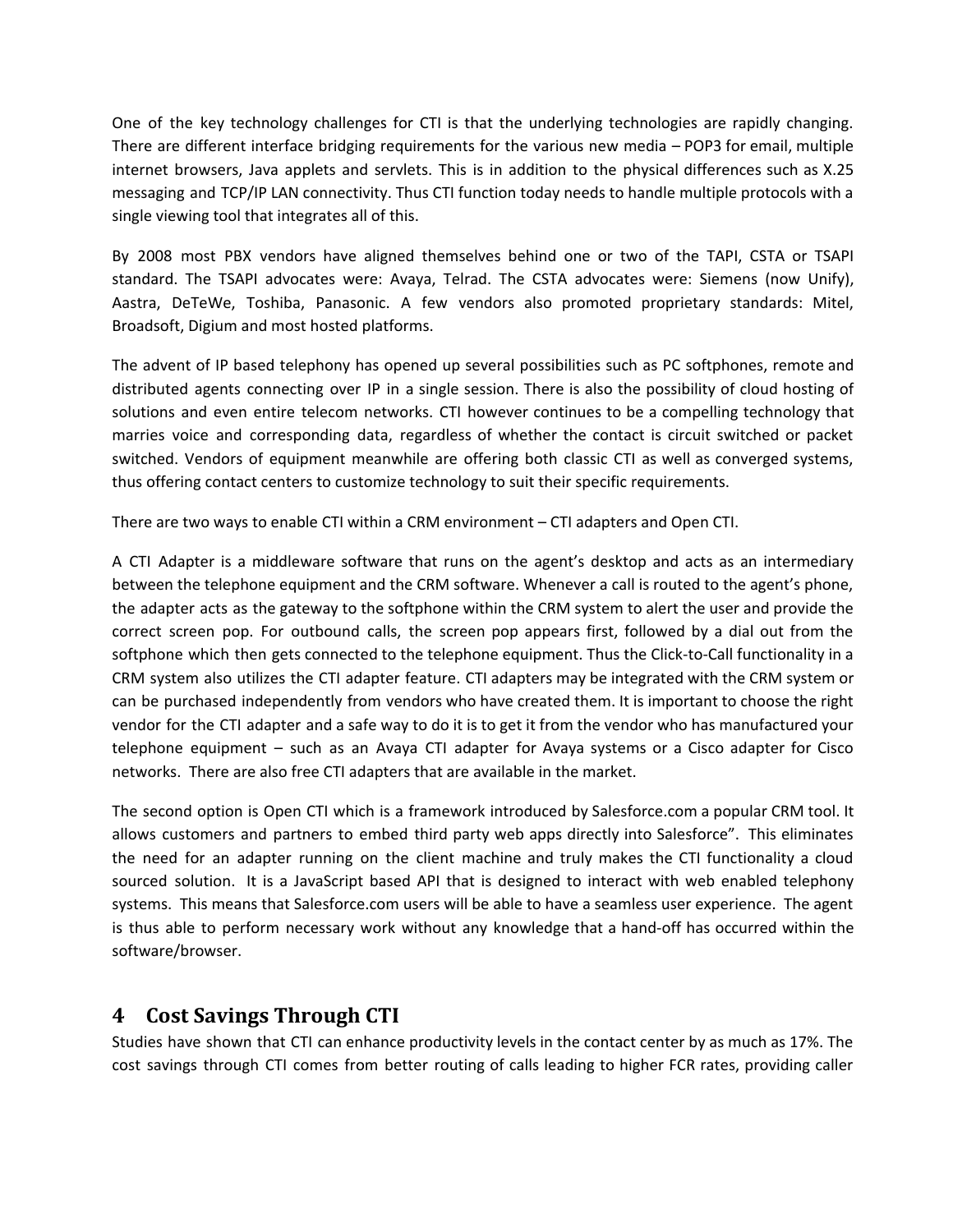One of the key technology challenges for CTI is that the underlying technologies are rapidly changing. There are different interface bridging requirements for the various new media – POP3 for email, multiple internet browsers, Java applets and servlets. This is in addition to the physical differences such as X.25 messaging and TCP/IP LAN connectivity. Thus CTI function today needs to handle multiple protocols with a single viewing tool that integrates all of this.

By 2008 most PBX vendors have aligned themselves behind one or two of the TAPI, CSTA or TSAPI standard. The TSAPI advocates were: Avaya, Telrad. The CSTA advocates were: Siemens (now Unify), Aastra, DeTeWe, Toshiba, Panasonic. A few vendors also promoted proprietary standards: Mitel, Broadsoft, Digium and most hosted platforms.

The advent of IP based telephony has opened up several possibilities such as PC softphones, remote and distributed agents connecting over IP in a single session. There is also the possibility of cloud hosting of solutions and even entire telecom networks. CTI however continues to be a compelling technology that marries voice and corresponding data, regardless of whether the contact is circuit switched or packet switched. Vendors of equipment meanwhile are offering both classic CTI as well as converged systems, thus offering contact centers to customize technology to suit their specific requirements.

There are two ways to enable CTI within a CRM environment – CTI adapters and Open CTI.

A CTI Adapter is a middleware software that runs on the agent's desktop and acts as an intermediary between the telephone equipment and the CRM software. Whenever a call is routed to the agent's phone, the adapter acts as the gateway to the softphone within the CRM system to alert the user and provide the correct screen pop. For outbound calls, the screen pop appears first, followed by a dial out from the softphone which then gets connected to the telephone equipment. Thus the Click-to-Call functionality in a CRM system also utilizes the CTI adapter feature. CTI adapters may be integrated with the CRM system or can be purchased independently from vendors who have created them. It is important to choose the right vendor for the CTI adapter and a safe way to do it is to get it from the vendor who has manufactured your telephone equipment – such as an Avaya CTI adapter for Avaya systems or a Cisco adapter for Cisco networks. There are also free CTI adapters that are available in the market.

The second option is Open CTI which is a framework introduced by Salesforce.com a popular CRM tool. It allows customers and partners to embed third party web apps directly into Salesforce". This eliminates the need for an adapter running on the client machine and truly makes the CTI functionality a cloud sourced solution. It is a JavaScript based API that is designed to interact with web enabled telephony systems. This means that Salesforce.com users will be able to have a seamless user experience. The agent is thus able to perform necessary work without any knowledge that a hand-off has occurred within the software/browser.

## 4 Cost Savings Through CTI

Studies have shown that CTI can enhance productivity levels in the contact center by as much as 17%. The cost savings through CTI comes from better routing of calls leading to higher FCR rates, providing caller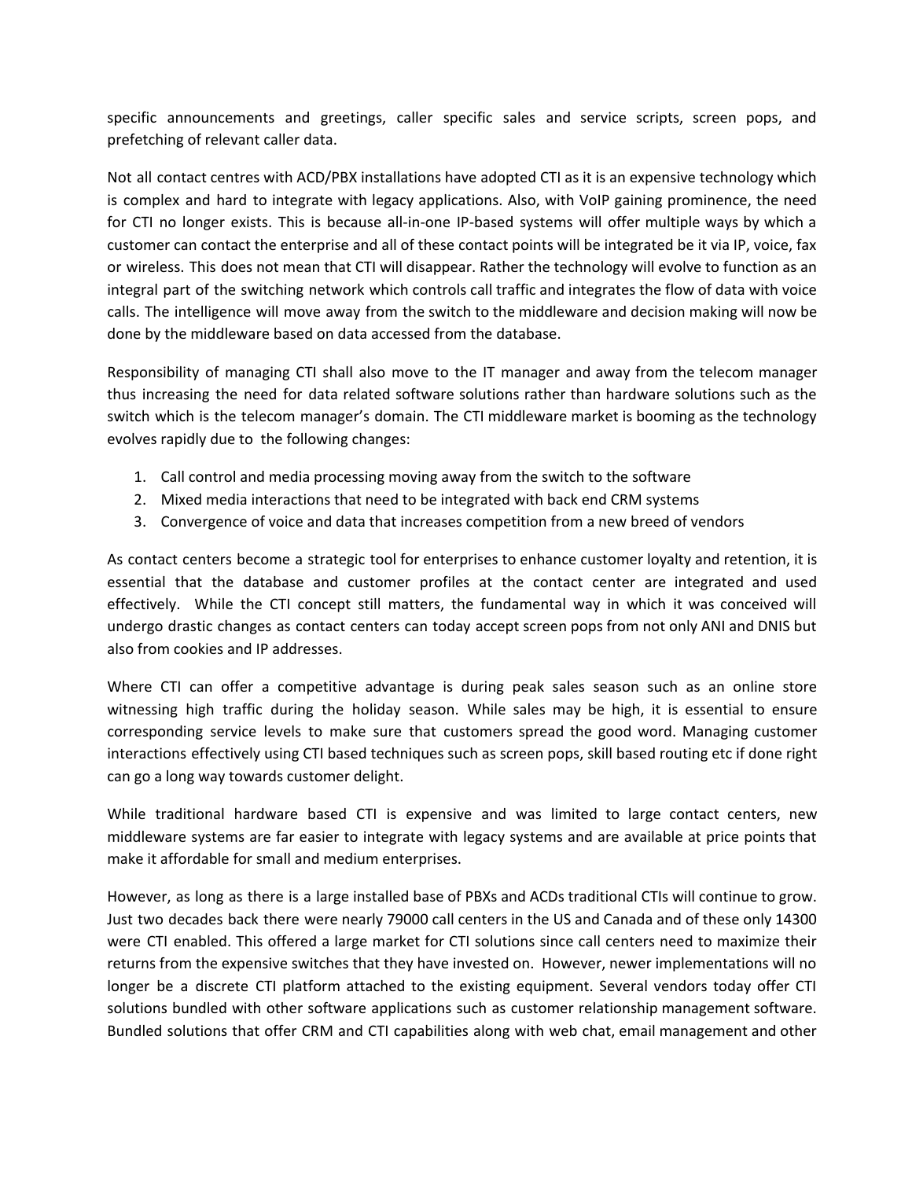specific announcements and greetings, caller specific sales and service scripts, screen pops, and prefetching of relevant caller data.

Not all contact centres with ACD/PBX installations have adopted CTI as it is an expensive technology which is complex and hard to integrate with legacy applications. Also, with VoIP gaining prominence, the need for CTI no longer exists. This is because all-in-one IP-based systems will offer multiple ways by which a customer can contact the enterprise and all of these contact points will be integrated be it via IP, voice, fax or wireless. This does not mean that CTI will disappear. Rather the technology will evolve to function as an integral part of the switching network which controls call traffic and integrates the flow of data with voice calls. The intelligence will move away from the switch to the middleware and decision making will now be done by the middleware based on data accessed from the database.

Responsibility of managing CTI shall also move to the IT manager and away from the telecom manager thus increasing the need for data related software solutions rather than hardware solutions such as the switch which is the telecom manager's domain. The CTI middleware market is booming as the technology evolves rapidly due to the following changes:

1. Call control and media processing moving away from the switch to the software
2. Mixed media interactions that need to be integrated with back end CRM systems
3. Convergence of voice and data that increases competition from a new breed of vendors

As contact centers become a strategic tool for enterprises to enhance customer loyalty and retention, it is essential that the database and customer profiles at the contact center are integrated and used effectively. While the CTI concept still matters, the fundamental way in which it was conceived will undergo drastic changes as contact centers can today accept screen pops from not only ANI and DNIS but also from cookies and IP addresses.

Where CTI can offer a competitive advantage is during peak sales season such as an online store witnessing high traffic during the holiday season. While sales may be high, it is essential to ensure corresponding service levels to make sure that customers spread the good word. Managing customer interactions effectively using CTI based techniques such as screen pops, skill based routing etc if done right can go a long way towards customer delight.

While traditional hardware based CTI is expensive and was limited to large contact centers, new middleware systems are far easier to integrate with legacy systems and are available at price points that make it affordable for small and medium enterprises.

However, as long as there is a large installed base of PBXs and ACDs traditional CTIs will continue to grow. Just two decades back there were nearly 79000 call centers in the US and Canada and of these only 14300 were CTI enabled. This offered a large market for CTI solutions since call centers need to maximize their returns from the expensive switches that they have invested on. However, newer implementations will no longer be a discrete CTI platform attached to the existing equipment. Several vendors today offer CTI solutions bundled with other software applications such as customer relationship management software. Bundled solutions that offer CRM and CTI capabilities along with web chat, email management and other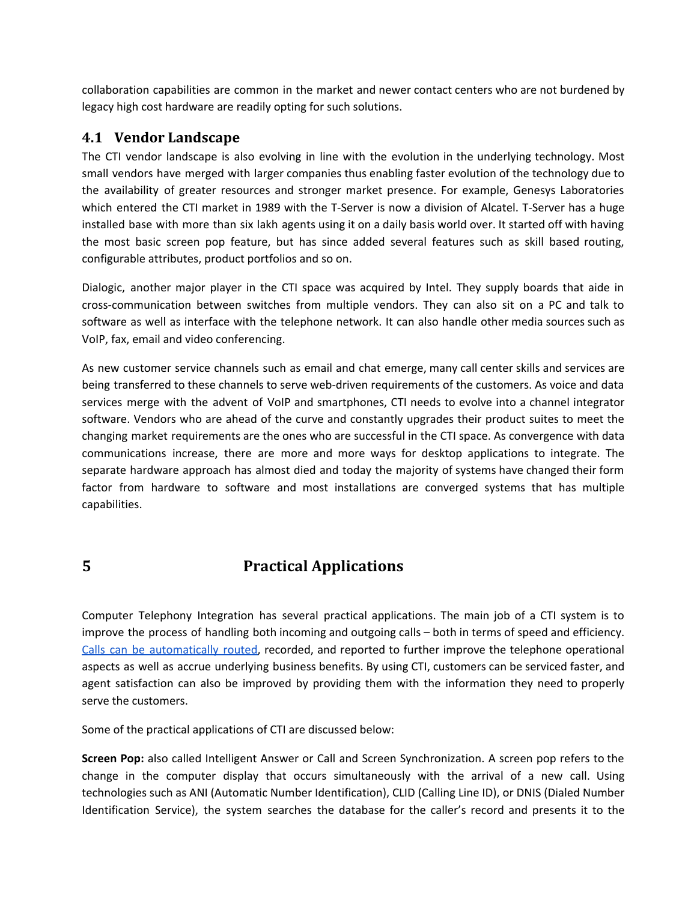collaboration capabilities are common in the market and newer contact centers who are not burdened by legacy high cost hardware are readily opting for such solutions.

## 4.1 Vendor Landscape

The CTI vendor landscape is also evolving in line with the evolution in the underlying technology. Most small vendors have merged with larger companies thus enabling faster evolution of the technology due to the availability of greater resources and stronger market presence. For example, Genesys Laboratories which entered the CTI market in 1989 with the T-Server is now a division of Alcatel. T-Server has a huge installed base with more than six lakh agents using it on a daily basis world over. It started off with having the most basic screen pop feature, but has since added several features such as skill based routing, configurable attributes, product portfolios and so on.

Dialogic, another major player in the CTI space was acquired by Intel. They supply boards that aide in cross-communication between switches from multiple vendors. They can also sit on a PC and talk to software as well as interface with the telephone network. It can also handle other media sources such as VoIP, fax, email and video conferencing.

As new customer service channels such as email and chat emerge, many call center skills and services are being transferred to these channels to serve web-driven requirements of the customers. As voice and data services merge with the advent of VoIP and smartphones, CTI needs to evolve into a channel integrator software. Vendors who are ahead of the curve and constantly upgrades their product suites to meet the changing market requirements are the ones who are successful in the CTI space. As convergence with data communications increase, there are more and more ways for desktop applications to integrate. The separate hardware approach has almost died and today the majority of systems have changed their form factor from hardware to software and most installations are converged systems that has multiple capabilities.

# 5 Practical Applications

Computer Telephony Integration has several practical applications. The main job of a CTI system is to improve the process of handling both incoming and outgoing calls – both in terms of speed and efficiency. Calls can be automatically routed, recorded, and reported to further improve the telephone operational aspects as well as accrue underlying business benefits. By using CTI, customers can be serviced faster, and agent satisfaction can also be improved by providing them with the information they need to properly serve the customers.

Some of the practical applications of CTI are discussed below:

**Screen Pop:** also called Intelligent Answer or Call and Screen Synchronization. A screen pop refers to the change in the computer display that occurs simultaneously with the arrival of a new call. Using technologies such as ANI (Automatic Number Identification), CLID (Calling Line ID), or DNIS (Dialed Number Identification Service), the system searches the database for the caller's record and presents it to the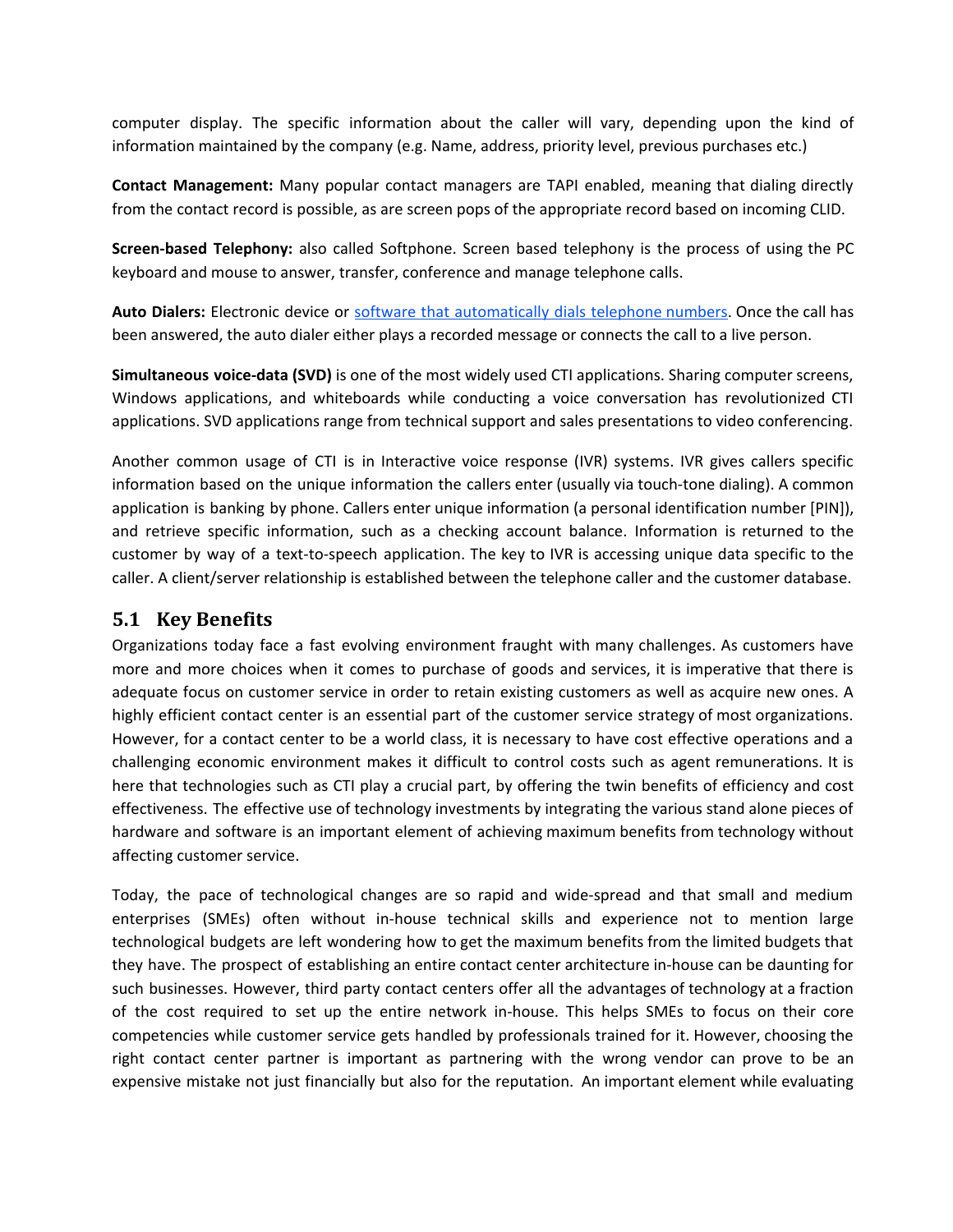computer display. The specific information about the caller will vary, depending upon the kind of information maintained by the company (e.g. Name, address, priority level, previous purchases etc.)

**Contact Management:** Many popular contact managers are TAPI enabled, meaning that dialing directly from the contact record is possible, as are screen pops of the appropriate record based on incoming CLID.

**Screen-based Telephony:** also called Softphone. Screen based telephony is the process of using the PC keyboard and mouse to answer, transfer, conference and manage telephone calls.

**Auto Dialers:** Electronic device or software that automatically dials telephone numbers. Once the call has been answered, the auto dialer either plays a recorded message or connects the call to a live person.

**Simultaneous voice-data (SVD)** is one of the most widely used CTI applications. Sharing computer screens, Windows applications, and whiteboards while conducting a voice conversation has revolutionized CTI applications. SVD applications range from technical support and sales presentations to video conferencing.

Another common usage of CTI is in Interactive voice response (IVR) systems. IVR gives callers specific information based on the unique information the callers enter (usually via touch-tone dialing). A common application is banking by phone. Callers enter unique information (a personal identification number [PIN]), and retrieve specific information, such as a checking account balance. Information is returned to the customer by way of a text-to-speech application. The key to IVR is accessing unique data specific to the caller. A client/server relationship is established between the telephone caller and the customer database.

## 5.1 Key Benefits

Organizations today face a fast evolving environment fraught with many challenges. As customers have more and more choices when it comes to purchase of goods and services, it is imperative that there is adequate focus on customer service in order to retain existing customers as well as acquire new ones. A highly efficient contact center is an essential part of the customer service strategy of most organizations. However, for a contact center to be a world class, it is necessary to have cost effective operations and a challenging economic environment makes it difficult to control costs such as agent remunerations. It is here that technologies such as CTI play a crucial part, by offering the twin benefits of efficiency and cost effectiveness. The effective use of technology investments by integrating the various stand alone pieces of hardware and software is an important element of achieving maximum benefits from technology without affecting customer service.

Today, the pace of technological changes are so rapid and wide-spread and that small and medium enterprises (SMEs) often without in-house technical skills and experience not to mention large technological budgets are left wondering how to get the maximum benefits from the limited budgets that they have. The prospect of establishing an entire contact center architecture in-house can be daunting for such businesses. However, third party contact centers offer all the advantages of technology at a fraction of the cost required to set up the entire network in-house. This helps SMEs to focus on their core competencies while customer service gets handled by professionals trained for it. However, choosing the right contact center partner is important as partnering with the wrong vendor can prove to be an expensive mistake not just financially but also for the reputation. An important element while evaluating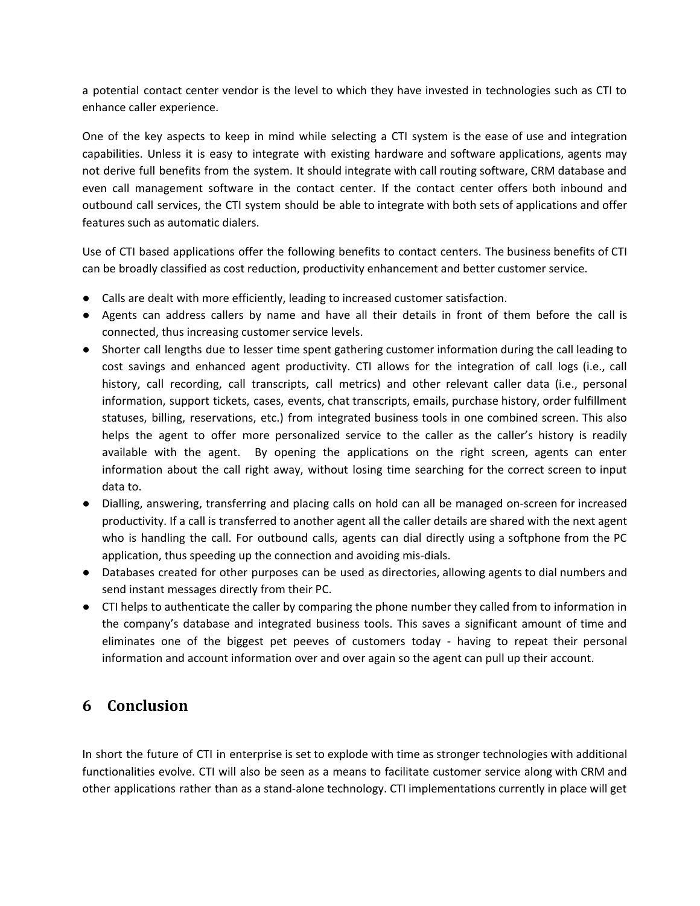a potential contact center vendor is the level to which they have invested in technologies such as CTI to enhance caller experience.

One of the key aspects to keep in mind while selecting a CTI system is the ease of use and integration capabilities. Unless it is easy to integrate with existing hardware and software applications, agents may not derive full benefits from the system. It should integrate with call routing software, CRM database and even call management software in the contact center. If the contact center offers both inbound and outbound call services, the CTI system should be able to integrate with both sets of applications and offer features such as automatic dialers.

Use of CTI based applications offer the following benefits to contact centers. The business benefits of CTI can be broadly classified as cost reduction, productivity enhancement and better customer service.

- Calls are dealt with more efficiently, leading to increased customer satisfaction.
- Agents can address callers by name and have all their details in front of them before the call is connected, thus increasing customer service levels.
- Shorter call lengths due to lesser time spent gathering customer information during the call leading to cost savings and enhanced agent productivity. CTI allows for the integration of call logs (i.e., call history, call recording, call transcripts, call metrics) and other relevant caller data (i.e., personal information, support tickets, cases, events, chat transcripts, emails, purchase history, order fulfillment statuses, billing, reservations, etc.) from integrated business tools in one combined screen. This also helps the agent to offer more personalized service to the caller as the caller's history is readily available with the agent. By opening the applications on the right screen, agents can enter information about the call right away, without losing time searching for the correct screen to input data to.
- Dialling, answering, transferring and placing calls on hold can all be managed on-screen for increased productivity. If a call is transferred to another agent all the caller details are shared with the next agent who is handling the call. For outbound calls, agents can dial directly using a softphone from the PC application, thus speeding up the connection and avoiding mis-dials.
- Databases created for other purposes can be used as directories, allowing agents to dial numbers and send instant messages directly from their PC.
- CTI helps to authenticate the caller by comparing the phone number they called from to information in the company's database and integrated business tools. This saves a significant amount of time and eliminates one of the biggest pet peeves of customers today - having to repeat their personal information and account information over and over again so the agent can pull up their account.

# 6 Conclusion

In short the future of CTI in enterprise is set to explode with time as stronger technologies with additional functionalities evolve. CTI will also be seen as a means to facilitate customer service along with CRM and other applications rather than as a stand-alone technology. CTI implementations currently in place will get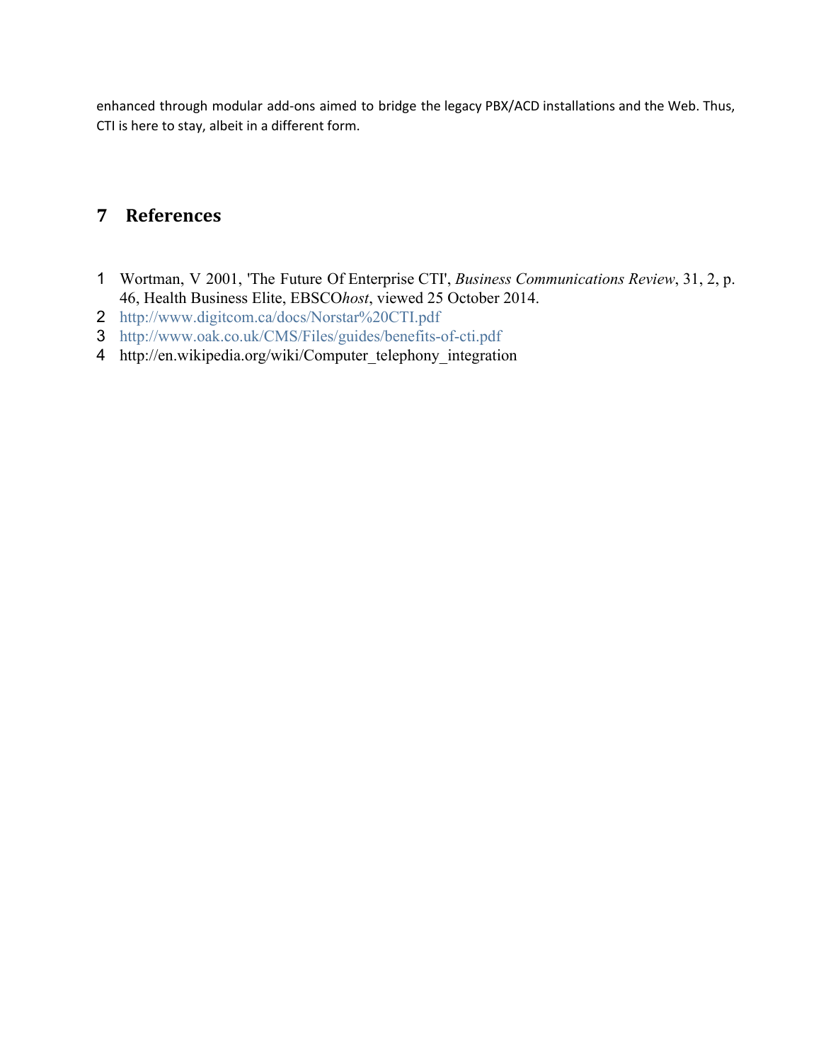enhanced through modular add-ons aimed to bridge the legacy PBX/ACD installations and the Web. Thus, CTI is here to stay, albeit in a different form.

# 7 References

1. Wortman, V 2001, 'The Future Of Enterprise CTI', *Business Communications Review*, 31, 2, p. 46, Health Business Elite, EBSCO*host*, viewed 25 October 2014.
2. http://www.digitcom.ca/docs/Norstar%20CTI.pdf
3. http://www.oak.co.uk/CMS/Files/guides/benefits-of-cti.pdf
4. http://en.wikipedia.org/wiki/Computer_telephony_integration